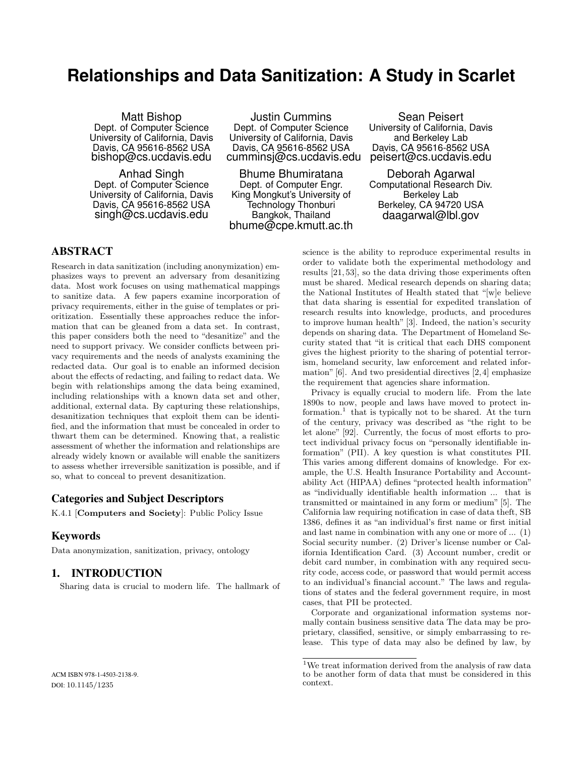# Relationships and Data Sanitization: A Study in Scarlet

Matt Bishop
Dept. of Computer Science
University of California, Davis
Davis, CA 95616-8562 USA
bishop@cs.ucdavis.edu

Justin Cummins
Dept. of Computer Science
University of California, Davis
Davis, CA 95616-8562 USA
cumminsj@cs.ucdavis.edu

Sean Peisert
University of California, Davis
and Berkeley Lab
Davis, CA 95616-8562 USA
peisert@cs.ucdavis.edu

Anhad Singh
Dept. of Computer Science
University of California, Davis
Davis, CA 95616-8562 USA
singh@cs.ucdavis.edu

Bhume Bhumiratana
Dept. of Computer Engr.
King Mongkut's University of Technology Thonburi
Bangkok, Thailand
bhume@cpe.kmutt.ac.th

Deborah Agarwal
Computational Research Div.
Berkeley Lab
Berkeley, CA 94720 USA
daagarwal@lbl.gov

## ABSTRACT

Research in data sanitization (including anonymization) emphasizes ways to prevent an adversary from desanitizing data. Most work focuses on using mathematical mappings to sanitize data. A few papers examine incorporation of privacy requirements, either in the guise of templates or prioritization. Essentially these approaches reduce the information that can be gleaned from a data set. In contrast, this paper considers both the need to "desanitize" and the need to support privacy. We consider conflicts between privacy requirements and the needs of analysts examining the redacted data. Our goal is to enable an informed decision about the effects of redacting, and failing to redact data. We begin with relationships among the data being examined, including relationships with a known data set and other, additional, external data. By capturing these relationships, desanitization techniques that exploit them can be identified, and the information that must be concealed in order to thwart them can be determined. Knowing that, a realistic assessment of whether the information and relationships are already widely known or available will enable the sanitizers to assess whether irreversible sanitization is possible, and if so, what to conceal to prevent desanitization.

### Categories and Subject Descriptors

K.4.1 [**Computers and Society**]: Public Policy Issue

### Keywords

Data anonymization, sanitization, privacy, ontology

## 1. INTRODUCTION

Sharing data is crucial to modern life. The hallmark of science is the ability to reproduce experimental results in order to validate both the experimental methodology and results [21, 53], so the data driving those experiments often must be shared. Medical research depends on sharing data; the National Institutes of Health stated that "[w]e believe that data sharing is essential for expedited translation of research results into knowledge, products, and procedures to improve human health" [3]. Indeed, the nation's security depends on sharing data. The Department of Homeland Security stated that "it is critical that each DHS component gives the highest priority to the sharing of potential terrorism, homeland security, law enforcement and related information" [6]. And two presidential directives [2, 4] emphasize the requirement that agencies share information.

Privacy is equally crucial to modern life. From the late 1890s to now, people and laws have moved to protect information.[1] that is typically not to be shared. At the turn of the century, privacy was described as "the right to be let alone" [92]. Currently, the focus of most efforts to protect individual privacy focus on "personally identifiable information" (PII). A key question is what constitutes PII. This varies among different domains of knowledge. For example, the U.S. Health Insurance Portability and Accountability Act (HIPAA) defines "protected health information" as "individually identifiable health information ... that is transmitted or maintained in any form or medium" [5]. The California law requiring notification in case of data theft, SB 1386, defines it as "an individual's first name or first initial and last name in combination with any one or more of ... (1) Social security number. (2) Driver's license number or California Identification Card. (3) Account number, credit or debit card number, in combination with any required security code, access code, or password that would permit access to an individual's financial account." The laws and regulations of states and the federal government require, in most cases, that PII be protected.

Corporate and organizational information systems normally contain business sensitive data The data may be proprietary, classified, sensitive, or simply embarrassing to release. This type of data may also be defined by law, by

[1] We treat information derived from the analysis of raw data to be another form of data that must be considered in this context.

ACM ISBN 978-1-4503-2138-9.
DOI: 10.1145/1235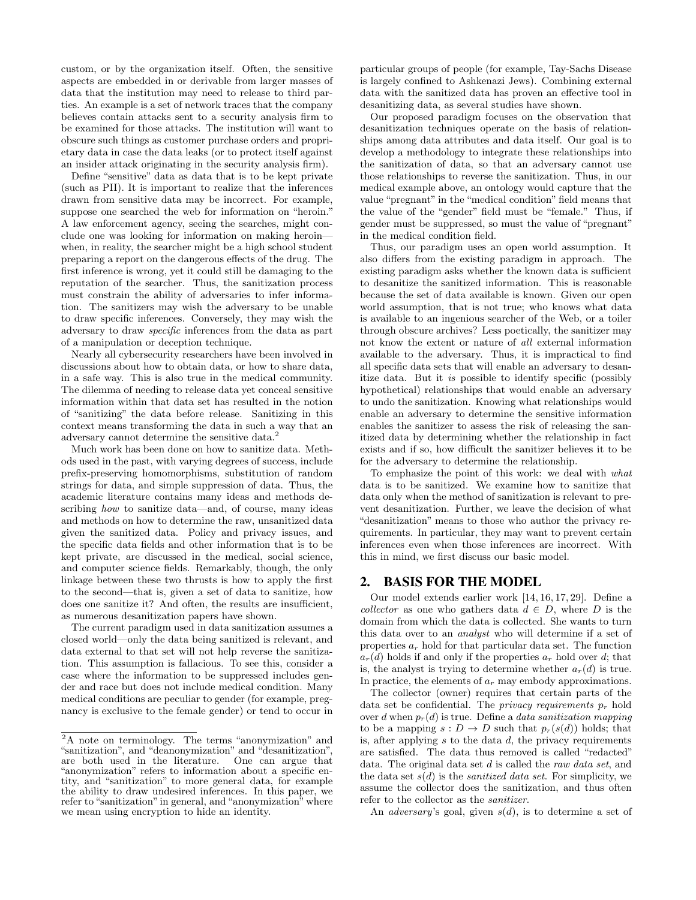custom, or by the organization itself. Often, the sensitive aspects are embedded in or derivable from larger masses of data that the institution may need to release to third parties. An example is a set of network traces that the company believes contain attacks sent to a security analysis firm to be examined for those attacks. The institution will want to obscure such things as customer purchase orders and proprietary data in case the data leaks (or to protect itself against an insider attack originating in the security analysis firm).

Define "sensitive" data as data that is to be kept private (such as PII). It is important to realize that the inferences drawn from sensitive data may be incorrect. For example, suppose one searched the web for information on "heroin." A law enforcement agency, seeing the searches, might conclude one was looking for information on making heroin—when, in reality, the searcher might be a high school student preparing a report on the dangerous effects of the drug. The first inference is wrong, yet it could still be damaging to the reputation of the searcher. Thus, the sanitization process must constrain the ability of adversaries to infer information. The sanitizers may wish the adversary to be unable to draw specific inferences. Conversely, they may wish the adversary to draw *specific* inferences from the data as part of a manipulation or deception technique.

Nearly all cybersecurity researchers have been involved in discussions about how to obtain data, or how to share data, in a safe way. This is also true in the medical community. The dilemma of needing to release data yet conceal sensitive information within that data set has resulted in the notion of "sanitizing" the data before release. Sanitizing in this context means transforming the data in such a way that an adversary cannot determine the sensitive data.[2]

Much work has been done on how to sanitize data. Methods used in the past, with varying degrees of success, include prefix-preserving homomorphisms, substitution of random strings for data, and simple suppression of data. Thus, the academic literature contains many ideas and methods describing *how* to sanitize data—and, of course, many ideas and methods on how to determine the raw, unsanitized data given the sanitized data. Policy and privacy issues, and the specific data fields and other information that is to be kept private, are discussed in the medical, social science, and computer science fields. Remarkably, though, the only linkage between these two thrusts is how to apply the first to the second—that is, given a set of data to sanitize, how does one sanitize it? And often, the results are insufficient, as numerous desanitization papers have shown.

The current paradigm used in data sanitization assumes a closed world—only the data being sanitized is relevant, and data external to that set will not help reverse the sanitization. This assumption is fallacious. To see this, consider a case where the information to be suppressed includes gender and race but does not include medical condition. Many medical conditions are peculiar to gender (for example, pregnancy is exclusive to the female gender) or tend to occur in particular groups of people (for example, Tay-Sachs Disease is largely confined to Ashkenazi Jews). Combining external data with the sanitized data has proven an effective tool in desanitizing data, as several studies have shown.

Our proposed paradigm focuses on the observation that desanitization techniques operate on the basis of relationships among data attributes and data itself. Our goal is to develop a methodology to integrate these relationships into the sanitization of data, so that an adversary cannot use those relationships to reverse the sanitization. Thus, in our medical example above, an ontology would capture that the value "pregnant" in the "medical condition" field means that the value of the "gender" field must be "female." Thus, if gender must be suppressed, so must the value of "pregnant" in the medical condition field.

Thus, our paradigm uses an open world assumption. It also differs from the existing paradigm in approach. The existing paradigm asks whether the known data is sufficient to desanitize the sanitized information. This is reasonable because the set of data available is known. Given our open world assumption, that is not true; who knows what data is available to an ingenious searcher of the Web, or a toiler through obscure archives? Less poetically, the sanitizer may not know the extent or nature of *all* external information available to the adversary. Thus, it is impractical to find all specific data sets that will enable an adversary to desanitize data. But it *is* possible to identify specific (possibly hypothetical) relationships that would enable an adversary to undo the sanitization. Knowing what relationships would enable an adversary to determine the sensitive information enables the sanitizer to assess the risk of releasing the sanitized data by determining whether the relationship in fact exists and if so, how difficult the sanitizer believes it to be for the adversary to determine the relationship.

To emphasize the point of this work: we deal with *what* data is to be sanitized. We examine how to sanitize that data only when the method of sanitization is relevant to prevent desanitization. Further, we leave the decision of what "desanitization" means to those who author the privacy requirements. In particular, they may want to prevent certain inferences even when those inferences are incorrect. With this in mind, we first discuss our basic model.

## 2. BASIS FOR THE MODEL

Our model extends earlier work [14, 16, 17, 29]. Define a *collector* as one who gathers data $d \in D$, where $D$ is the domain from which the data is collected. She wants to turn this data over to an *analyst* who will determine if a set of properties $a_r$ hold for that particular data set. The function $a_r(d)$ holds if and only if the properties $a_r$ hold over $d$; that is, the analyst is trying to determine whether $a_r(d)$ is true. In practice, the elements of $a_r$ may embody approximations.

The collector (owner) requires that certain parts of the data set be confidential. The *privacy requirements* $p_r$ hold over $d$ when $p_r(d)$ is true. Define a *data sanitization mapping* to be a mapping $s : D \to D$ such that $p_r(s(d))$ holds; that is, after applying $s$ to the data $d$, the privacy requirements are satisfied. The data thus removed is called "redacted" data. The original data set $d$ is called the *raw data set*, and the data set $s(d)$ is the *sanitized data set*. For simplicity, we assume the collector does the sanitization, and thus often refer to the collector as the *sanitizer*.

An *adversary*'s goal, given $s(d)$, is to determine a set of

[2] A note on terminology. The terms "anonymization" and "sanitization", and "deanonymization" and "desanitization", are both used in the literature. One can argue that "anonymization" refers to information about a specific entity, and "sanitization" to more general data, for example the ability to draw undesired inferences. In this paper, we refer to "sanitization" in general, and "anonymization" where we mean using encryption to hide an identity.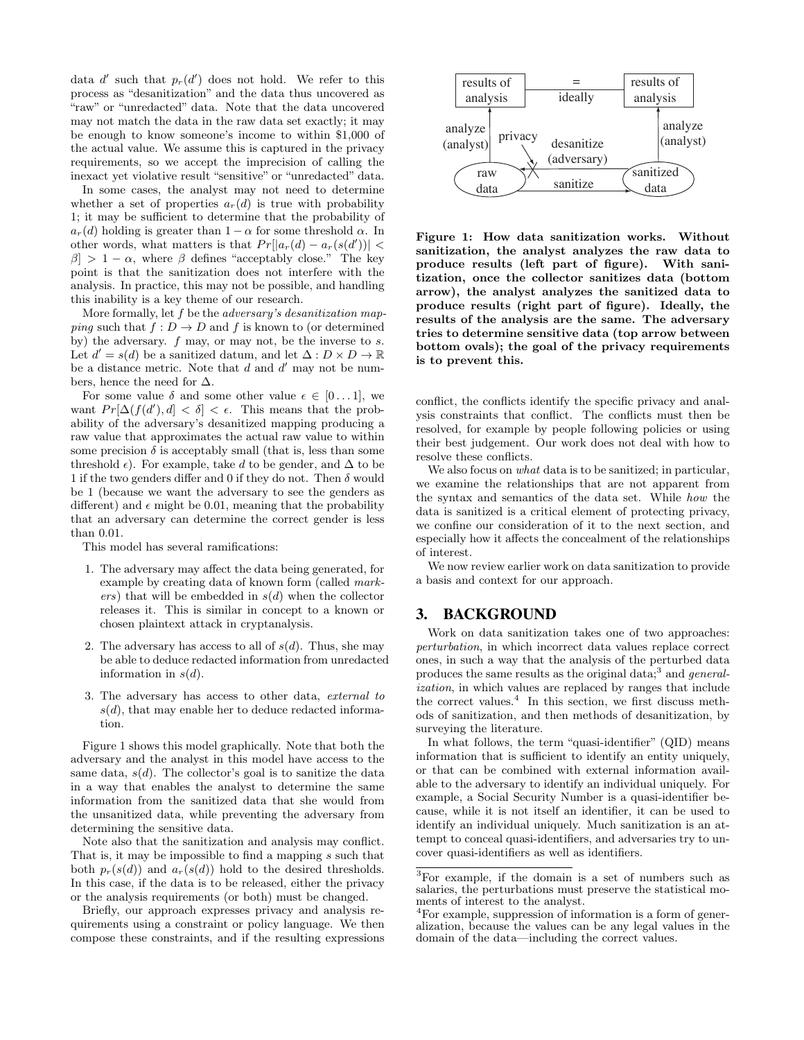data $d'$ such that $p_r(d')$ does not hold. We refer to this process as "desanitization" and the data thus uncovered as "raw" or "unredacted" data. Note that the data uncovered may not match the data in the raw data set exactly; it may be enough to know someone's income to within $1,000 of the actual value. We assume this is captured in the privacy requirements, so we accept the imprecision of calling the inexact yet violative result "sensitive" or "unredacted" data.

In some cases, the analyst may not need to determine whether a set of properties $a_r(d)$ is true with probability 1; it may be sufficient to determine that the probability of $a_r(d)$ holding is greater than $1 - \alpha$ for some threshold $\alpha$. In other words, what matters is that $Pr[|a_r(d) - a_r(s(d'))| < \beta] > 1 - \alpha$, where $\beta$ defines "acceptably close." The key point is that the sanitization does not interfere with the analysis. In practice, this may not be possible, and handling this inability is a key theme of our research.

More formally, let $f$ be the *adversary's desanitization mapping* such that $f : D \to D$ and $f$ is known to (or determined by) the adversary. $f$ may, or may not, be the inverse to $s$. Let $d' = s(d)$ be a sanitized datum, and let $\Delta : D \times D \to \mathbb{R}$ be a distance metric. Note that $d$ and $d'$ may not be numbers, hence the need for $\Delta$.

For some value $\delta$ and some other value $\epsilon \in [0 \ldots 1]$, we want $Pr[\Delta(f(d'), d] < \delta] < \epsilon$. This means that the probability of the adversary's desanitized mapping producing a raw value that approximates the actual raw value to within some precision $\delta$ is acceptably small (that is, less than some threshold $\epsilon$). For example, take $d$ to be gender, and $\Delta$ to be 1 if the two genders differ and 0 if they do not. Then $\delta$ would be 1 (because we want the adversary to see the genders as different) and $\epsilon$ might be 0.01, meaning that the probability that an adversary can determine the correct gender is less than 0.01.

This model has several ramifications:

1. The adversary may affect the data being generated, for example by creating data of known form (called *markers*) that will be embedded in $s(d)$ when the collector releases it. This is similar in concept to a known or chosen plaintext attack in cryptanalysis.
2. The adversary has access to all of $s(d)$. Thus, she may be able to deduce redacted information from unredacted information in $s(d)$.
3. The adversary has access to other data, *external to* $s(d)$, that may enable her to deduce redacted information.

Figure 1 shows this model graphically. Note that both the adversary and the analyst in this model have access to the same data, $s(d)$. The collector's goal is to sanitize the data in a way that enables the analyst to determine the same information from the sanitized data that she would from the unsanitized data, while preventing the adversary from determining the sensitive data.

Note also that the sanitization and analysis may conflict. That is, it may be impossible to find a mapping $s$ such that both $p_r(s(d))$ and $a_r(s(d))$ hold to the desired thresholds. In this case, if the data is to be released, either the privacy or the analysis requirements (or both) must be changed.

Briefly, our approach expresses privacy and analysis requirements using a constraint or policy language. We then compose these constraints, and if the resulting expressions conflict, the conflicts identify the specific privacy and analysis constraints that conflict. The conflicts must then be resolved, for example by people following policies or using their best judgement. Our work does not deal with how to resolve these conflicts.

**Figure 1: How data sanitization works. Without sanitization, the analyst analyzes the raw data to produce results (left part of figure). With sanitization, once the collector sanitizes data (bottom arrow), the analyst analyzes the sanitized data to produce results (right part of figure). Ideally, the results of the analysis are the same. The adversary tries to determine sensitive data (top arrow between bottom ovals); the goal of the privacy requirements is to prevent this.**

We also focus on *what* data is to be sanitized; in particular, we examine the relationships that are not apparent from the syntax and semantics of the data set. While *how* the data is sanitized is a critical element of protecting privacy, we confine our consideration of it to the next section, and especially how it affects the concealment of the relationships of interest.

We now review earlier work on data sanitization to provide a basis and context for our approach.

## 3. BACKGROUND

Work on data sanitization takes one of two approaches: *perturbation*, in which incorrect data values replace correct ones, in such a way that the analysis of the perturbed data produces the same results as the original data;[3] and *generalization*, in which values are replaced by ranges that include the correct values.[4] In this section, we first discuss methods of sanitization, and then methods of desanitization, by surveying the literature.

In what follows, the term "quasi-identifier" (QID) means information that is sufficient to identify an entity uniquely, or that can be combined with external information available to the adversary to identify an individual uniquely. For example, a Social Security Number is a quasi-identifier because, while it is not itself an identifier, it can be used to identify an individual uniquely. Much sanitization is an attempt to conceal quasi-identifiers, and adversaries try to uncover quasi-identifiers as well as identifiers.

[3] For example, if the domain is a set of numbers such as salaries, the perturbations must preserve the statistical moments of interest to the analyst.

[4] For example, suppression of information is a form of generalization, because the values can be any legal values in the domain of the data—including the correct values.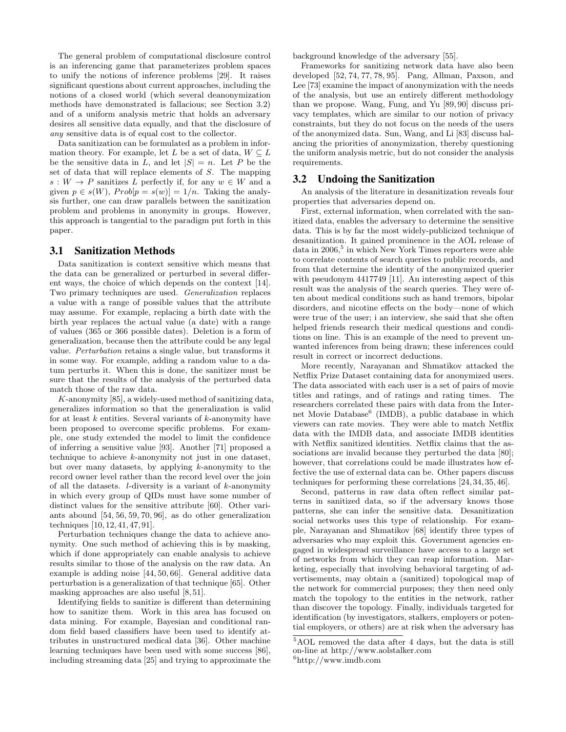The general problem of computational disclosure control is an inferencing game that parameterizes problem spaces to unify the notions of inference problems [29]. It raises significant questions about current approaches, including the notions of a closed world (which several deanonymization methods have demonstrated is fallacious; see Section 3.2) and of a uniform analysis metric that holds an adversary desires all sensitive data equally, and that the disclosure of *any* sensitive data is of equal cost to the collector.

Data sanitization can be formulated as a problem in information theory. For example, let $L$ be a set of data, $W \subseteq L$ be the sensitive data in $L$, and let $|S| = n$. Let $P$ be the set of data that will replace elements of $S$. The mapping $s : W \rightarrow P$ sanitizes $L$ perfectly if, for any $w \in W$ and a given $p \in s(W)$, $Prob[p = s(w)] = 1/n$. Taking the analysis further, one can draw parallels between the sanitization problem and problems in anonymity in groups. However, this approach is tangential to the paradigm put forth in this paper.

## 3.1 Sanitization Methods

Data sanitization is context sensitive which means that the data can be generalized or perturbed in several different ways, the choice of which depends on the context [14]. Two primary techniques are used. *Generalization* replaces a value with a range of possible values that the attribute may assume. For example, replacing a birth date with the birth year replaces the actual value (a date) with a range of values (365 or 366 possible dates). Deletion is a form of generalization, because then the attribute could be any legal value. *Perturbation* retains a single value, but transforms it in some way. For example, adding a random value to a datum perturbs it. When this is done, the sanitizer must be sure that the results of the analysis of the perturbed data match those of the raw data.

*K*-anonymity [85], a widely-used method of sanitizing data, generalizes information so that the generalization is valid for at least $k$ entities. Several variants of $k$-anonymity have been proposed to overcome specific problems. For example, one study extended the model to limit the confidence of inferring a sensitive value [93]. Another [71] proposed a technique to achieve $k$-anonymity not just in one dataset, but over many datasets, by applying $k$-anonymity to the record owner level rather than the record level over the join of all the datasets. $l$-diversity is a variant of $k$-anonymity in which every group of QIDs must have some number of distinct values for the sensitive attribute [60]. Other variants abound [54, 56, 59, 70, 96], as do other generalization techniques [10, 12, 41, 47, 91].

Perturbation techniques change the data to achieve anonymity. One such method of achieving this is by masking, which if done appropriately can enable analysis to achieve results similar to those of the analysis on the raw data. An example is adding noise [44, 50, 66]. General additive data perturbation is a generalization of that technique [65]. Other masking approaches are also useful [8, 51].

Identifying fields to sanitize is different than determining how to sanitize them. Work in this area has focused on data mining. For example, Bayesian and conditional random field based classifiers have been used to identify attributes in unstructured medical data [36]. Other machine learning techniques have been used with some success [86], including streaming data [25] and trying to approximate the background knowledge of the adversary [55].

Frameworks for sanitizing network data have also been developed [52, 74, 77, 78, 95]. Pang, Allman, Paxson, and Lee [73] examine the impact of anonymization with the needs of the analysis, but use an entirely different methodology than we propose. Wang, Fung, and Yu [89, 90] discuss privacy templates, which are similar to our notion of privacy constraints, but they do not focus on the needs of the users of the anonymized data. Sun, Wang, and Li [83] discuss balancing the priorities of anonymization, thereby questioning the uniform analysis metric, but do not consider the analysis requirements.

## 3.2 Undoing the Sanitization

An analysis of the literature in desanitization reveals four properties that adversaries depend on.

First, external information, when correlated with the sanitized data, enables the adversary to determine the sensitive data. This is by far the most widely-publicized technique of desanitization. It gained prominence in the AOL release of data in 2006,[5] in which New York Times reporters were able to correlate contents of search queries to public records, and from that determine the identity of the anonymized querier with pseudonym 4417749 [11]. An interesting aspect of this result was the analysis of the search queries. They were often about medical conditions such as hand tremors, bipolar disorders, and nicotine effects on the body—none of which were true of the user; i an interview, she said that she often helped friends research their medical questions and conditions on line. This is an example of the need to prevent unwanted inferences from being drawn; these inferences could result in correct or incorrect deductions.

More recently, Narayanan and Shmatikov attacked the Netflix Prize Dataset containing data for anonymized users. The data associated with each user is a set of pairs of movie titles and ratings, and of ratings and rating times. The researchers correlated these pairs with data from the Internet Movie Database[6] (IMDB), a public database in which viewers can rate movies. They were able to match Netflix data with the IMDB data, and associate IMDB identities with Netflix sanitized identities. Netflix claims that the associations are invalid because they perturbed the data [80]; however, that correlations could be made illustrates how effective the use of external data can be. Other papers discuss techniques for performing these correlations [24, 34, 35, 46].

Second, patterns in raw data often reflect similar patterns in sanitized data, so if the adversary knows those patterns, she can infer the sensitive data. Desanitization social networks uses this type of relationship. For example, Narayanan and Shmatikov [68] identify three types of adversaries who may exploit this. Government agencies engaged in widespread surveillance have access to a large set of networks from which they can reap information. Marketing, especially that involving behavioral targeting of advertisements, may obtain a (sanitized) topological map of the network for commercial purposes; they then need only match the topology to the entities in the network, rather than discover the topology. Finally, individuals targeted for identification (by investigators, stalkers, employers or potential employers, or others) are at risk when the adversary has

[5] AOL removed the data after 4 days, but the data is still on-line at http://www.aolstalker.com

[6] http://www.imdb.com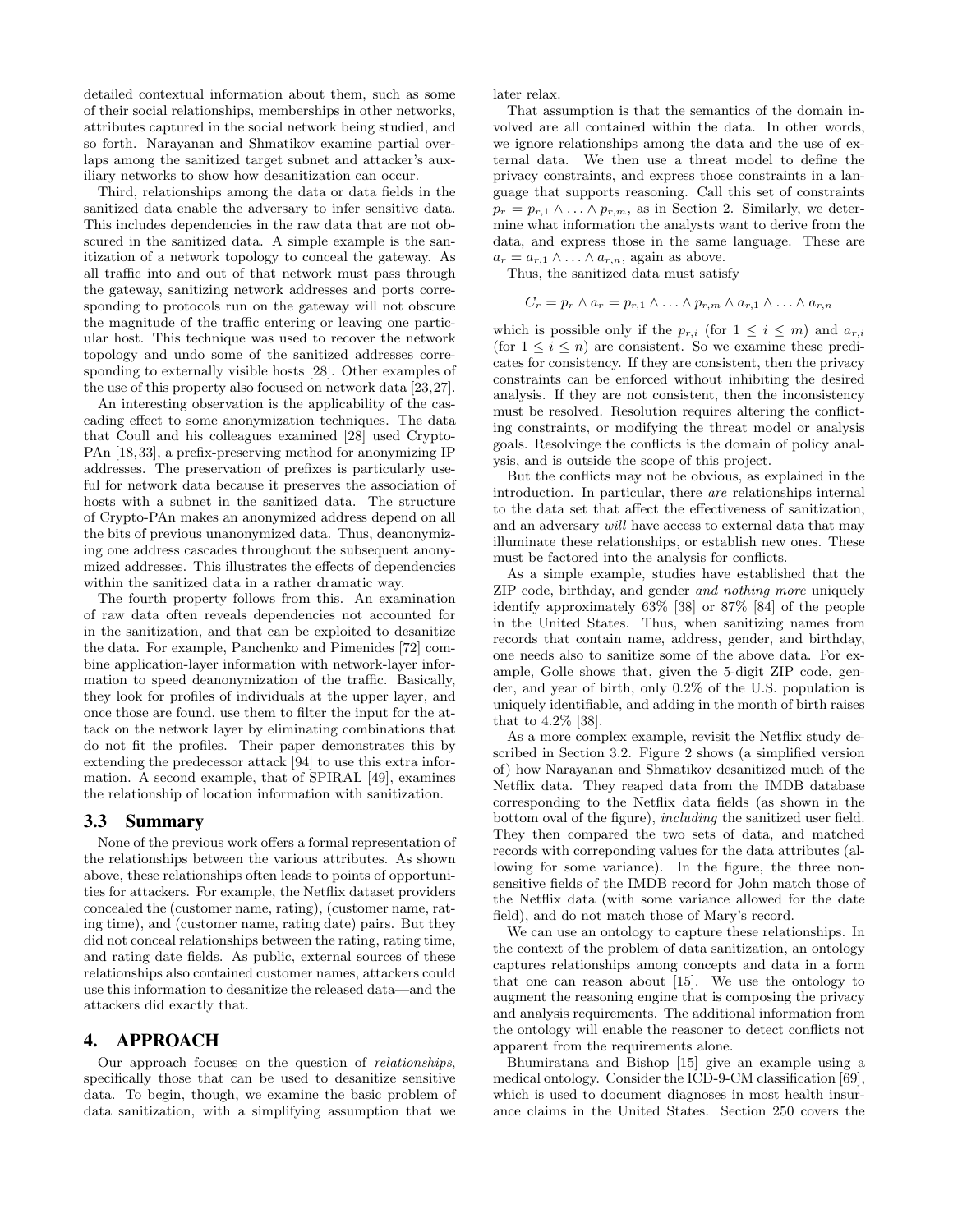detailed contextual information about them, such as some of their social relationships, memberships in other networks, attributes captured in the social network being studied, and so forth. Narayanan and Shmatikov examine partial overlaps among the sanitized target subnet and attacker's auxiliary networks to show how desanitization can occur.

Third, relationships among the data or data fields in the sanitized data enable the adversary to infer sensitive data. This includes dependencies in the raw data that are not obscured in the sanitized data. A simple example is the sanitization of a network topology to conceal the gateway. As all traffic into and out of that network must pass through the gateway, sanitizing network addresses and ports corresponding to protocols run on the gateway will not obscure the magnitude of the traffic entering or leaving one particular host. This technique was used to recover the network topology and undo some of the sanitized addresses corresponding to externally visible hosts [28]. Other examples of the use of this property also focused on network data [23,27].

An interesting observation is the applicability of the cascading effect to some anonymization techniques. The data that Coull and his colleagues examined [28] used Crypto-PAn [18,33], a prefix-preserving method for anonymizing IP addresses. The preservation of prefixes is particularly useful for network data because it preserves the association of hosts with a subnet in the sanitized data. The structure of Crypto-PAn makes an anonymized address depend on all the bits of previous unanonymized data. Thus, deanonymizing one address cascades throughout the subsequent anonymized addresses. This illustrates the effects of dependencies within the sanitized data in a rather dramatic way.

The fourth property follows from this. An examination of raw data often reveals dependencies not accounted for in the sanitization, and that can be exploited to desanitize the data. For example, Panchenko and Pimenides [72] combine application-layer information with network-layer information to speed deanonymization of the traffic. Basically, they look for profiles of individuals at the upper layer, and once those are found, use them to filter the input for the attack on the network layer by eliminating combinations that do not fit the profiles. Their paper demonstrates this by extending the predecessor attack [94] to use this extra information. A second example, that of SPIRAL [49], examines the relationship of location information with sanitization.

### 3.3 Summary

None of the previous work offers a formal representation of the relationships between the various attributes. As shown above, these relationships often leads to points of opportunities for attackers. For example, the Netflix dataset providers concealed the (customer name, rating), (customer name, rating time), and (customer name, rating date) pairs. But they did not conceal relationships between the rating, rating time, and rating date fields. As public, external sources of these relationships also contained customer names, attackers could use this information to desanitize the released data—and the attackers did exactly that.

## 4. APPROACH

Our approach focuses on the question of *relationships*, specifically those that can be used to desanitize sensitive data. To begin, though, we examine the basic problem of data sanitization, with a simplifying assumption that we later relax.

That assumption is that the semantics of the domain involved are all contained within the data. In other words, we ignore relationships among the data and the use of external data. We then use a threat model to define the privacy constraints, and express those constraints in a language that supports reasoning. Call this set of constraints $p_r = p_{r,1} \wedge \ldots \wedge p_{r,m}$, as in Section 2. Similarly, we determine what information the analysts want to derive from the data, and express those in the same language. These are $a_r = a_{r,1} \wedge \ldots \wedge a_{r,n}$, again as above.

Thus, the sanitized data must satisfy

$$C_r = p_r \wedge a_r = p_{r,1} \wedge \ldots \wedge p_{r,m} \wedge a_{r,1} \wedge \ldots \wedge a_{r,n}$$

which is possible only if the $p_{r,i}$ (for $1 \leq i \leq m$) and $a_{r,i}$ (for $1 \leq i \leq n$) are consistent. So we examine these predicates for consistency. If they are consistent, then the privacy constraints can be enforced without inhibiting the desired analysis. If they are not consistent, then the inconsistency must be resolved. Resolution requires altering the conflicting constraints, or modifying the threat model or analysis goals. Resolvinge the conflicts is the domain of policy analysis, and is outside the scope of this project.

But the conflicts may not be obvious, as explained in the introduction. In particular, there *are* relationships internal to the data set that affect the effectiveness of sanitization, and an adversary *will* have access to external data that may illuminate these relationships, or establish new ones. These must be factored into the analysis for conflicts.

As a simple example, studies have established that the ZIP code, birthday, and gender *and nothing more* uniquely identify approximately 63% [38] or 87% [84] of the people in the United States. Thus, when sanitizing names from records that contain name, address, gender, and birthday, one needs also to sanitize some of the above data. For example, Golle shows that, given the 5-digit ZIP code, gender, and year of birth, only 0.2% of the U.S. population is uniquely identifiable, and adding in the month of birth raises that to 4.2% [38].

As a more complex example, revisit the Netflix study described in Section 3.2. Figure 2 shows (a simplified version of) how Narayanan and Shmatikov desanitized much of the Netflix data. They reaped data from the IMDB database corresponding to the Netflix data fields (as shown in the bottom oval of the figure), *including* the sanitized user field. They then compared the two sets of data, and matched records with correponding values for the data attributes (allowing for some variance). In the figure, the three nonsensitive fields of the IMDB record for John match those of the Netflix data (with some variance allowed for the date field), and do not match those of Mary's record.

We can use an ontology to capture these relationships. In the context of the problem of data sanitization, an ontology captures relationships among concepts and data in a form that one can reason about [15]. We use the ontology to augment the reasoning engine that is composing the privacy and analysis requirements. The additional information from the ontology will enable the reasoner to detect conflicts not apparent from the requirements alone.

Bhumiratana and Bishop [15] give an example using a medical ontology. Consider the ICD-9-CM classification [69], which is used to document diagnoses in most health insurance claims in the United States. Section 250 covers the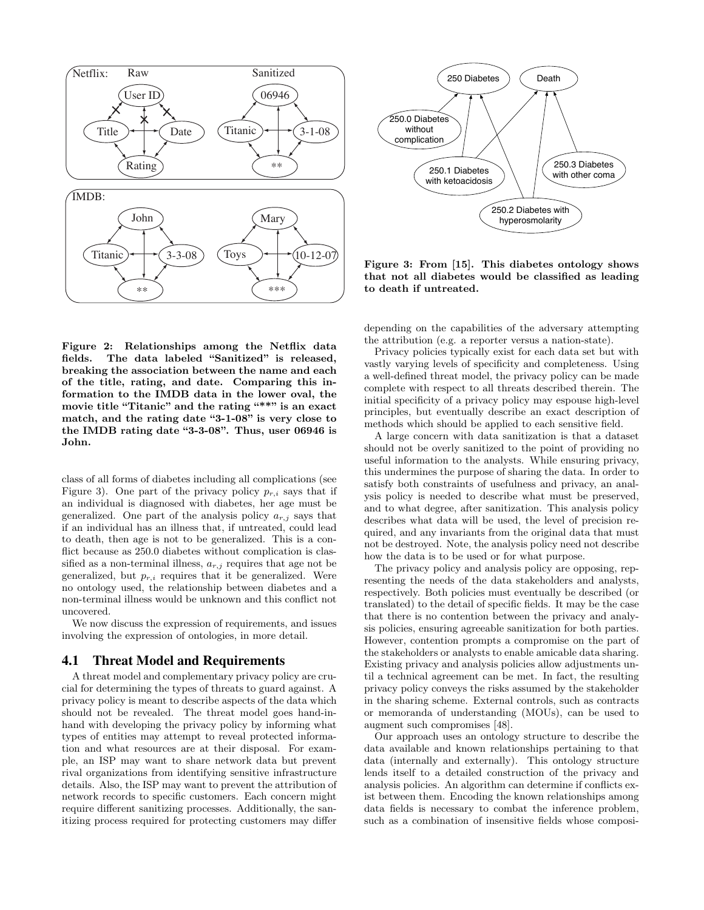Figure 2: Relationships among the Netflix data fields. The data labeled "Sanitized" is released, breaking the association between the name and each of the title, rating, and date. Comparing this information to the IMDB data in the lower oval, the movie title "Titanic" and the rating "**" is an exact match, and the rating date "3-1-08" is very close to the IMDB rating date "3-3-08". Thus, user 06946 is John.

Figure 3: From [15]. This diabetes ontology shows that not all diabetes would be classified as leading to death if untreated.

class of all forms of diabetes including all complications (see Figure 3). One part of the privacy policy $p_{r,i}$ says that if an individual is diagnosed with diabetes, her age must be generalized. One part of the analysis policy $a_{r,j}$ says that if an individual has an illness that, if untreated, could lead to death, then age is not to be generalized. This is a conflict because as 250.0 diabetes without complication is classified as a non-terminal illness, $a_{r,j}$ requires that age not be generalized, but $p_{r,i}$ requires that it be generalized. Were no ontology used, the relationship between diabetes and a non-terminal illness would be unknown and this conflict not uncovered.

We now discuss the expression of requirements, and issues involving the expression of ontologies, in more detail.

## 4.1 Threat Model and Requirements

A threat model and complementary privacy policy are crucial for determining the types of threats to guard against. A privacy policy is meant to describe aspects of the data which should not be revealed. The threat model goes hand-in-hand with developing the privacy policy by informing what types of entities may attempt to reveal protected information and what resources are at their disposal. For example, an ISP may want to share network data but prevent rival organizations from identifying sensitive infrastructure details. Also, the ISP may want to prevent the attribution of network records to specific customers. Each concern might require different sanitizing processes. Additionally, the sanitizing process required for protecting customers may differ depending on the capabilities of the adversary attempting the attribution (e.g. a reporter versus a nation-state).

Privacy policies typically exist for each data set but with vastly varying levels of specificity and completeness. Using a well-defined threat model, the privacy policy can be made complete with respect to all threats described therein. The initial specificity of a privacy policy may espouse high-level principles, but eventually describe an exact description of methods which should be applied to each sensitive field.

A large concern with data sanitization is that a dataset should not be overly sanitized to the point of providing no useful information to the analysts. While ensuring privacy, this undermines the purpose of sharing the data. In order to satisfy both constraints of usefulness and privacy, an analysis policy is needed to describe what must be preserved, and to what degree, after sanitization. This analysis policy describes what data will be used, the level of precision required, and any invariants from the original data that must not be destroyed. Note, the analysis policy need not describe how the data is to be used or for what purpose.

The privacy policy and analysis policy are opposing, representing the needs of the data stakeholders and analysts, respectively. Both policies must eventually be described (or translated) to the detail of specific fields. It may be the case that there is no contention between the privacy and analysis policies, ensuring agreeable sanitization for both parties. However, contention prompts a compromise on the part of the stakeholders or analysts to enable amicable data sharing. Existing privacy and analysis policies allow adjustments until a technical agreement can be met. In fact, the resulting privacy policy conveys the risks assumed by the stakeholder in the sharing scheme. External controls, such as contracts or memoranda of understanding (MOUs), can be used to augment such compromises [48].

Our approach uses an ontology structure to describe the data available and known relationships pertaining to that data (internally and externally). This ontology structure lends itself to a detailed construction of the privacy and analysis policies. An algorithm can determine if conflicts exist between them. Encoding the known relationships among data fields is necessary to combat the inference problem, such as a combination of insensitive fields whose composi-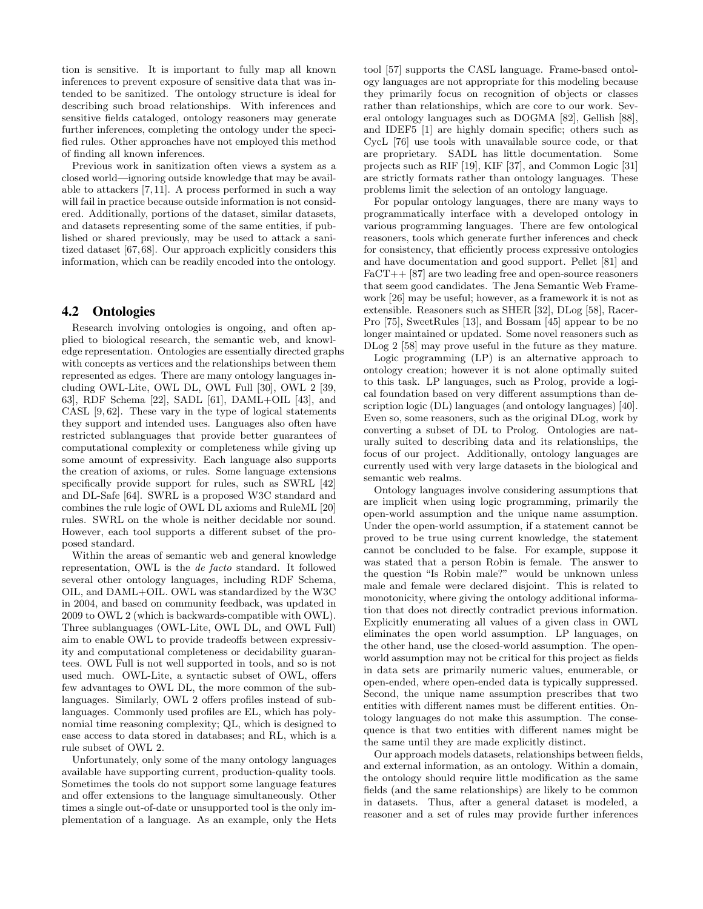tion is sensitive. It is important to fully map all known inferences to prevent exposure of sensitive data that was intended to be sanitized. The ontology structure is ideal for describing such broad relationships. With inferences and sensitive fields cataloged, ontology reasoners may generate further inferences, completing the ontology under the specified rules. Other approaches have not employed this method of finding all known inferences.

Previous work in sanitization often views a system as a closed world—ignoring outside knowledge that may be available to attackers [7,11]. A process performed in such a way will fail in practice because outside information is not considered. Additionally, portions of the dataset, similar datasets, and datasets representing some of the same entities, if published or shared previously, may be used to attack a sanitized dataset [67,68]. Our approach explicitly considers this information, which can be readily encoded into the ontology.

## 4.2 Ontologies

Research involving ontologies is ongoing, and often applied to biological research, the semantic web, and knowledge representation. Ontologies are essentially directed graphs with concepts as vertices and the relationships between them represented as edges. There are many ontology languages including OWL-Lite, OWL DL, OWL Full [30], OWL 2 [39, 63], RDF Schema [22], SADL [61], DAML+OIL [43], and CASL [9, 62]. These vary in the type of logical statements they support and intended uses. Languages also often have restricted sublanguages that provide better guarantees of computational complexity or completeness while giving up some amount of expressivity. Each language also supports the creation of axioms, or rules. Some language extensions specifically provide support for rules, such as SWRL [42] and DL-Safe [64]. SWRL is a proposed W3C standard and combines the rule logic of OWL DL axioms and RuleML [20] rules. SWRL on the whole is neither decidable nor sound. However, each tool supports a different subset of the proposed standard.

Within the areas of semantic web and general knowledge representation, OWL is the *de facto* standard. It followed several other ontology languages, including RDF Schema, OIL, and DAML+OIL. OWL was standardized by the W3C in 2004, and based on community feedback, was updated in 2009 to OWL 2 (which is backwards-compatible with OWL). Three sublanguages (OWL-Lite, OWL DL, and OWL Full) aim to enable OWL to provide tradeoffs between expressivity and computational completeness or decidability guarantees. OWL Full is not well supported in tools, and so is not used much. OWL-Lite, a syntactic subset of OWL, offers few advantages to OWL DL, the more common of the sublanguages. Similarly, OWL 2 offers profiles instead of sublanguages. Commonly used profiles are EL, which has polynomial time reasoning complexity; QL, which is designed to ease access to data stored in databases; and RL, which is a rule subset of OWL 2.

Unfortunately, only some of the many ontology languages available have supporting current, production-quality tools. Sometimes the tools do not support some language features and offer extensions to the language simultaneously. Other times a single out-of-date or unsupported tool is the only implementation of a language. As an example, only the Hets tool [57] supports the CASL language. Frame-based ontology languages are not appropriate for this modeling because they primarily focus on recognition of objects or classes rather than relationships, which are core to our work. Several ontology languages such as DOGMA [82], Gellish [88], and IDEF5 [1] are highly domain specific; others such as CycL [76] use tools with unavailable source code, or that are proprietary. SADL has little documentation. Some projects such as RIF [19], KIF [37], and Common Logic [31] are strictly formats rather than ontology languages. These problems limit the selection of an ontology language.

For popular ontology languages, there are many ways to programmatically interface with a developed ontology in various programming languages. There are few ontological reasoners, tools which generate further inferences and check for consistency, that efficiently process expressive ontologies and have documentation and good support. Pellet [81] and FaCT++ [87] are two leading free and open-source reasoners that seem good candidates. The Jena Semantic Web Framework [26] may be useful; however, as a framework it is not as extensible. Reasoners such as SHER [32], DLog [58], RacerPro [75], SweetRules [13], and Bossam [45] appear to be no longer maintained or updated. Some novel reasoners such as DLog 2 [58] may prove useful in the future as they mature.

Logic programming (LP) is an alternative approach to ontology creation; however it is not alone optimally suited to this task. LP languages, such as Prolog, provide a logical foundation based on very different assumptions than description logic (DL) languages (and ontology languages) [40]. Even so, some reasoners, such as the original DLog, work by converting a subset of DL to Prolog. Ontologies are naturally suited to describing data and its relationships, the focus of our project. Additionally, ontology languages are currently used with very large datasets in the biological and semantic web realms.

Ontology languages involve considering assumptions that are implicit when using logic programming, primarily the open-world assumption and the unique name assumption. Under the open-world assumption, if a statement cannot be proved to be true using current knowledge, the statement cannot be concluded to be false. For example, suppose it was stated that a person Robin is female. The answer to the question "Is Robin male?" would be unknown unless male and female were declared disjoint. This is related to monotonicity, where giving the ontology additional information that does not directly contradict previous information. Explicitly enumerating all values of a given class in OWL eliminates the open world assumption. LP languages, on the other hand, use the closed-world assumption. The open-world assumption may not be critical for this project as fields in data sets are primarily numeric values, enumerable, or open-ended, where open-ended data is typically suppressed. Second, the unique name assumption prescribes that two entities with different names must be different entities. Ontology languages do not make this assumption. The consequence is that two entities with different names might be the same until they are made explicitly distinct.

Our approach models datasets, relationships between fields, and external information, as an ontology. Within a domain, the ontology should require little modification as the same fields (and the same relationships) are likely to be common in datasets. Thus, after a general dataset is modeled, a reasoner and a set of rules may provide further inferences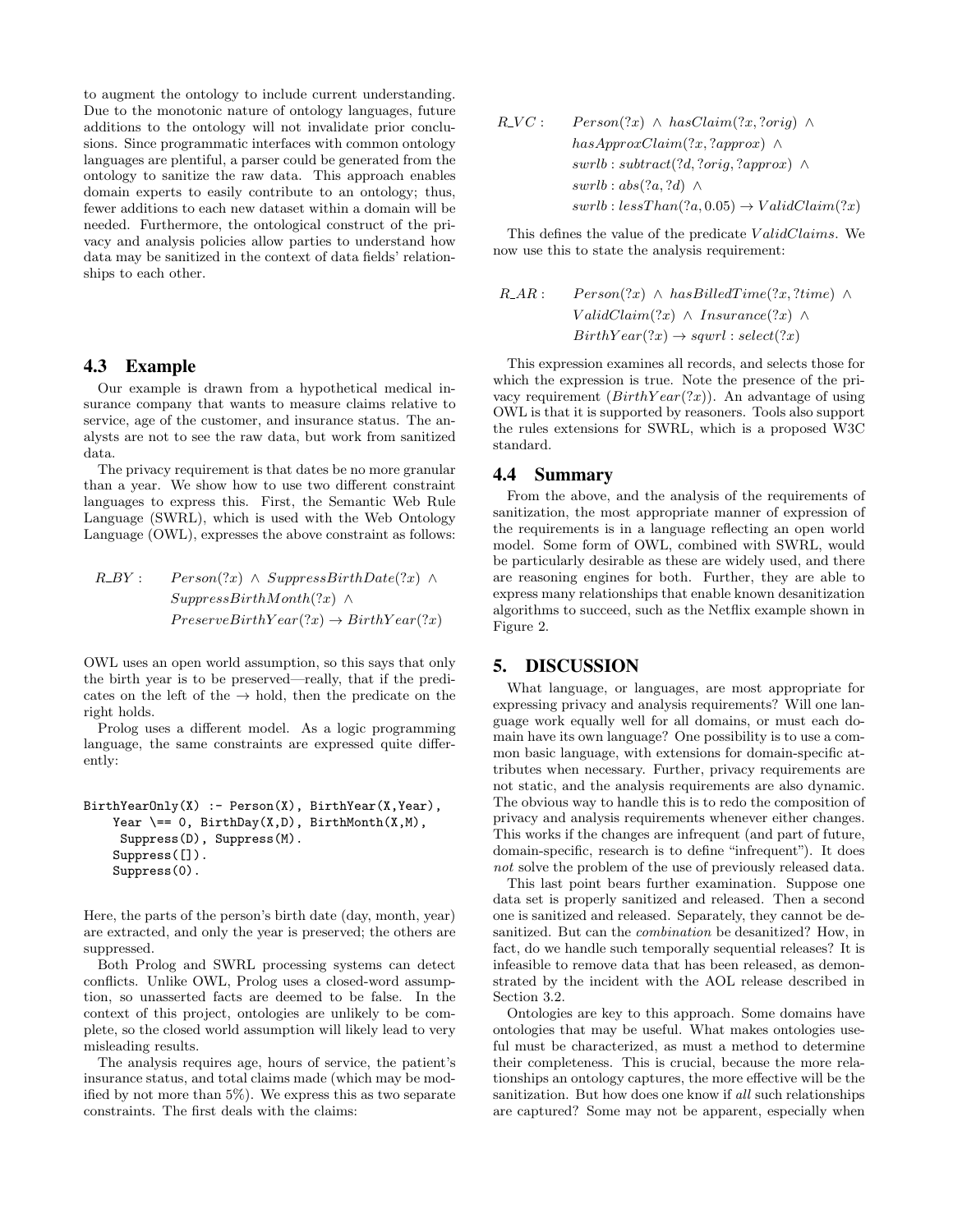to augment the ontology to include current understanding. Due to the monotonic nature of ontology languages, future additions to the ontology will not invalidate prior conclusions. Since programmatic interfaces with common ontology languages are plentiful, a parser could be generated from the ontology to sanitize the raw data. This approach enables domain experts to easily contribute to an ontology; thus, fewer additions to each new dataset within a domain will be needed. Furthermore, the ontological construct of the privacy and analysis policies allow parties to understand how data may be sanitized in the context of data fields' relationships to each other.

## 4.3 Example

Our example is drawn from a hypothetical medical insurance company that wants to measure claims relative to service, age of the customer, and insurance status. The analysts are not to see the raw data, but work from sanitized data.

The privacy requirement is that dates be no more granular than a year. We show how to use two different constraint languages to express this. First, the Semantic Web Rule Language (SWRL), which is used with the Web Ontology Language (OWL), expresses the above constraint as follows:

$$
\begin{aligned}
R\_BY: \quad & Person(?x) \wedge SuppressBirthDate(?x) \wedge \\
& SuppressBirthMonth(?x) \wedge \\
& PreserveBirthYear(?x) \rightarrow BirthYear(?x)
\end{aligned}
$$

OWL uses an open world assumption, so this says that only the birth year is to be preserved—really, that if the predicates on the left of the → hold, then the predicate on the right holds.

Prolog uses a different model. As a logic programming language, the same constraints are expressed quite differently:

```
BirthYearOnly(X) :- Person(X), BirthYear(X,Year),
    Year \== 0, BirthDay(X,D), BirthMonth(X,M),
     Suppress(D), Suppress(M).
    Suppress([]).
    Suppress(0).
```

Here, the parts of the person's birth date (day, month, year) are extracted, and only the year is preserved; the others are suppressed.

Both Prolog and SWRL processing systems can detect conflicts. Unlike OWL, Prolog uses a closed-word assumption, so unasserted facts are deemed to be false. In the context of this project, ontologies are unlikely to be complete, so the closed world assumption will likely lead to very misleading results.

The analysis requires age, hours of service, the patient's insurance status, and total claims made (which may be modified by not more than 5%). We express this as two separate constraints. The first deals with the claims:

$$
\begin{aligned}
R\_VC: \quad & Person(?x) \wedge hasClaim(?x, ?orig) \wedge \\
& hasApproxClaim(?x, ?approx) \wedge \\
& swrlb: subtract(?d, ?orig, ?approx) \wedge \\
& swrlb: abs(?a, ?d) \wedge \\
& swrlb: lessThan(?a, 0.05) \rightarrow ValidClaim(?x)
\end{aligned}
$$

This defines the value of the predicate $ValidClaims$. We now use this to state the analysis requirement:

$$
\begin{aligned}
R\_AR: \quad & Person(?x) \wedge hasBilledTime(?x, ?time) \wedge \\
& ValidClaim(?x) \wedge Insurance(?x) \wedge \\
& BirthYear(?x) \rightarrow sqwrl: select(?x)
\end{aligned}
$$

This expression examines all records, and selects those for which the expression is true. Note the presence of the privacy requirement ($BirthYear(?x)$). An advantage of using OWL is that it is supported by reasoners. Tools also support the rules extensions for SWRL, which is a proposed W3C standard.

## 4.4 Summary

From the above, and the analysis of the requirements of sanitization, the most appropriate manner of expression of the requirements is in a language reflecting an open world model. Some form of OWL, combined with SWRL, would be particularly desirable as these are widely used, and there are reasoning engines for both. Further, they are able to express many relationships that enable known desanitization algorithms to succeed, such as the Netflix example shown in Figure 2.

# 5. DISCUSSION

What language, or languages, are most appropriate for expressing privacy and analysis requirements? Will one language work equally well for all domains, or must each domain have its own language? One possibility is to use a common basic language, with extensions for domain-specific attributes when necessary. Further, privacy requirements are not static, and the analysis requirements are also dynamic. The obvious way to handle this is to redo the composition of privacy and analysis requirements whenever either changes. This works if the changes are infrequent (and part of future, domain-specific, research is to define "infrequent"). It does *not* solve the problem of the use of previously released data.

This last point bears further examination. Suppose one data set is properly sanitized and released. Then a second one is sanitized and released. Separately, they cannot be desanitized. But can the *combination* be desanitized? How, in fact, do we handle such temporally sequential releases? It is infeasible to remove data that has been released, as demonstrated by the incident with the AOL release described in Section 3.2.

Ontologies are key to this approach. Some domains have ontologies that may be useful. What makes ontologies useful must be characterized, as must a method to determine their completeness. This is crucial, because the more relationships an ontology captures, the more effective will be the sanitization. But how does one know if *all* such relationships are captured? Some may not be apparent, especially when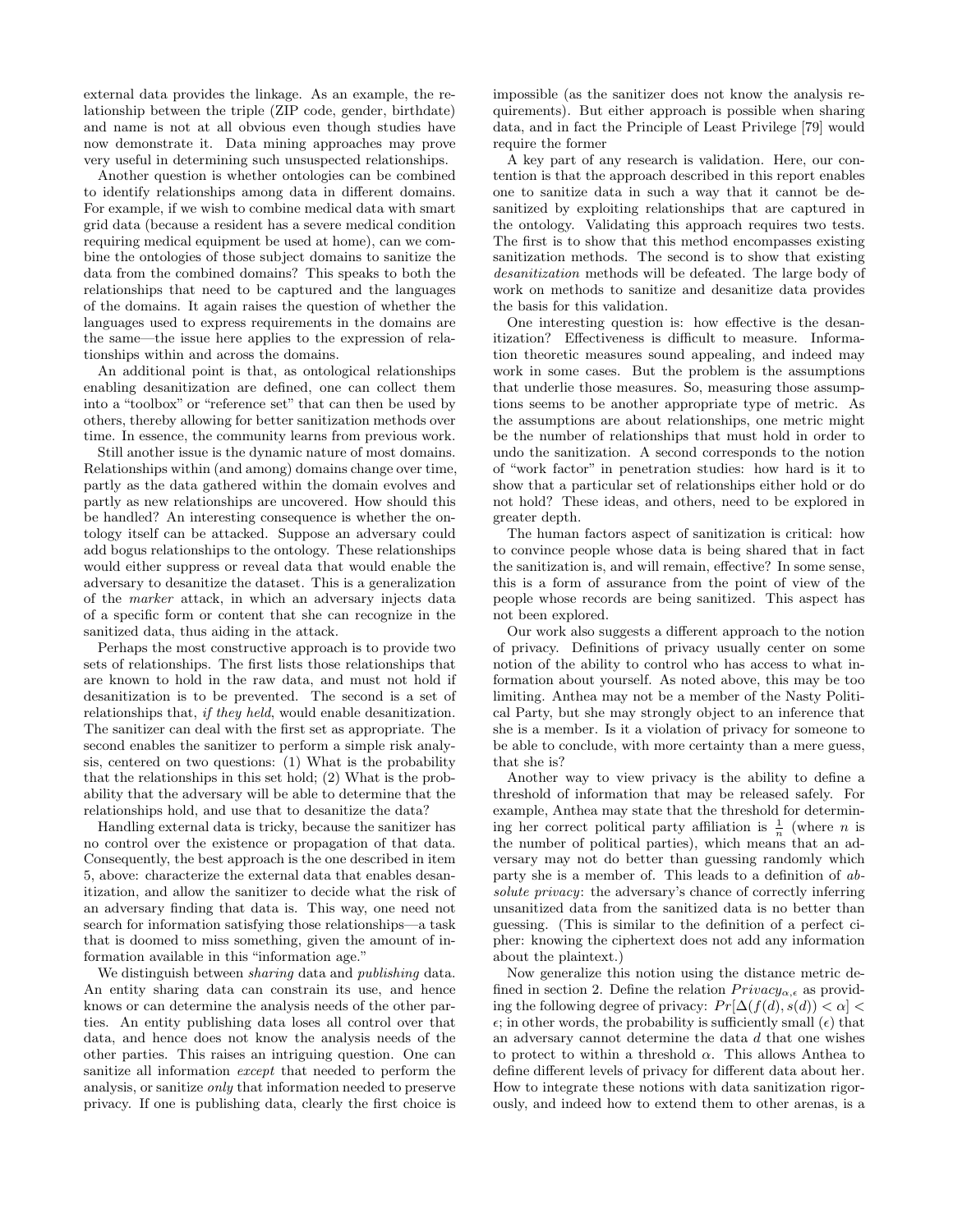external data provides the linkage. As an example, the relationship between the triple (ZIP code, gender, birthdate) and name is not at all obvious even though studies have now demonstrate it. Data mining approaches may prove very useful in determining such unsuspected relationships.

Another question is whether ontologies can be combined to identify relationships among data in different domains. For example, if we wish to combine medical data with smart grid data (because a resident has a severe medical condition requiring medical equipment be used at home), can we combine the ontologies of those subject domains to sanitize the data from the combined domains? This speaks to both the relationships that need to be captured and the languages of the domains. It again raises the question of whether the languages used to express requirements in the domains are the same—the issue here applies to the expression of relationships within and across the domains.

An additional point is that, as ontological relationships enabling desanitization are defined, one can collect them into a "toolbox" or "reference set" that can then be used by others, thereby allowing for better sanitization methods over time. In essence, the community learns from previous work.

Still another issue is the dynamic nature of most domains. Relationships within (and among) domains change over time, partly as the data gathered within the domain evolves and partly as new relationships are uncovered. How should this be handled? An interesting consequence is whether the ontology itself can be attacked. Suppose an adversary could add bogus relationships to the ontology. These relationships would either suppress or reveal data that would enable the adversary to desanitize the dataset. This is a generalization of the *marker* attack, in which an adversary injects data of a specific form or content that she can recognize in the sanitized data, thus aiding in the attack.

Perhaps the most constructive approach is to provide two sets of relationships. The first lists those relationships that are known to hold in the raw data, and must not hold if desanitization is to be prevented. The second is a set of relationships that, *if they held*, would enable desanitization. The sanitizer can deal with the first set as appropriate. The second enables the sanitizer to perform a simple risk analysis, centered on two questions: (1) What is the probability that the relationships in this set hold; (2) What is the probability that the adversary will be able to determine that the relationships hold, and use that to desanitize the data?

Handling external data is tricky, because the sanitizer has no control over the existence or propagation of that data. Consequently, the best approach is the one described in item 5, above: characterize the external data that enables desanitization, and allow the sanitizer to decide what the risk of an adversary finding that data is. This way, one need not search for information satisfying those relationships—a task that is doomed to miss something, given the amount of information available in this "information age."

We distinguish between *sharing* data and *publishing* data. An entity sharing data can constrain its use, and hence knows or can determine the analysis needs of the other parties. An entity publishing data loses all control over that data, and hence does not know the analysis needs of the other parties. This raises an intriguing question. One can sanitize all information *except* that needed to perform the analysis, or sanitize *only* that information needed to preserve privacy. If one is publishing data, clearly the first choice is impossible (as the sanitizer does not know the analysis requirements). But either approach is possible when sharing data, and in fact the Principle of Least Privilege [79] would require the former

A key part of any research is validation. Here, our contention is that the approach described in this report enables one to sanitize data in such a way that it cannot be desanitized by exploiting relationships that are captured in the ontology. Validating this approach requires two tests. The first is to show that this method encompasses existing sanitization methods. The second is to show that existing *desanitization* methods will be defeated. The large body of work on methods to sanitize and desanitize data provides the basis for this validation.

One interesting question is: how effective is the desanitization? Effectiveness is difficult to measure. Information theoretic measures sound appealing, and indeed may work in some cases. But the problem is the assumptions that underlie those measures. So, measuring those assumptions seems to be another appropriate type of metric. As the assumptions are about relationships, one metric might be the number of relationships that must hold in order to undo the sanitization. A second corresponds to the notion of "work factor" in penetration studies: how hard is it to show that a particular set of relationships either hold or do not hold? These ideas, and others, need to be explored in greater depth.

The human factors aspect of sanitization is critical: how to convince people whose data is being shared that in fact the sanitization is, and will remain, effective? In some sense, this is a form of assurance from the point of view of the people whose records are being sanitized. This aspect has not been explored.

Our work also suggests a different approach to the notion of privacy. Definitions of privacy usually center on some notion of the ability to control who has access to what information about yourself. As noted above, this may be too limiting. Anthea may not be a member of the Nasty Political Party, but she may strongly object to an inference that she is a member. Is it a violation of privacy for someone to be able to conclude, with more certainty than a mere guess, that she is?

Another way to view privacy is the ability to define a threshold of information that may be released safely. For example, Anthea may state that the threshold for determining her correct political party affiliation is $\frac{1}{n}$ (where $n$ is the number of political parties), which means that an adversary may not do better than guessing randomly which party she is a member of. This leads to a definition of *absolute privacy*: the adversary's chance of correctly inferring unsanitized data from the sanitized data is no better than guessing. (This is similar to the definition of a perfect cipher: knowing the ciphertext does not add any information about the plaintext.)

Now generalize this notion using the distance metric defined in section 2. Define the relation $Privacy_{\alpha,\epsilon}$ as providing the following degree of privacy: $Pr[\Delta(f(d), s(d)) < \alpha] < \epsilon$; in other words, the probability is sufficiently small ($\epsilon$) that an adversary cannot determine the data $d$ that one wishes to protect to within a threshold $\alpha$. This allows Anthea to define different levels of privacy for different data about her. How to integrate these notions with data sanitization rigorously, and indeed how to extend them to other arenas, is a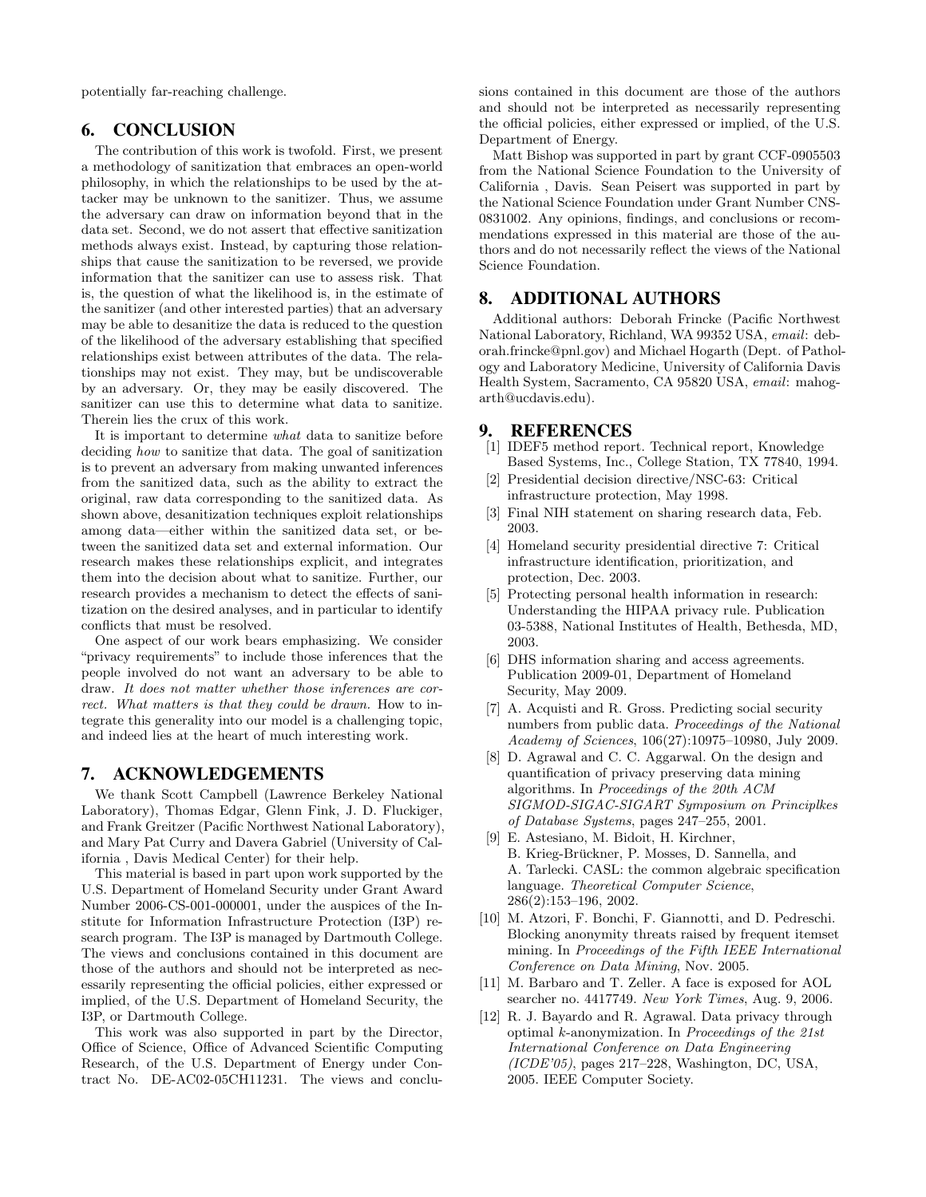potentially far-reaching challenge.

## 6. CONCLUSION

The contribution of this work is twofold. First, we present a methodology of sanitization that embraces an open-world philosophy, in which the relationships to be used by the attacker may be unknown to the sanitizer. Thus, we assume the adversary can draw on information beyond that in the data set. Second, we do not assert that effective sanitization methods always exist. Instead, by capturing those relationships that cause the sanitization to be reversed, we provide information that the sanitizer can use to assess risk. That is, the question of what the likelihood is, in the estimate of the sanitizer (and other interested parties) that an adversary may be able to desanitize the data is reduced to the question of the likelihood of the adversary establishing that specified relationships exist between attributes of the data. The relationships may not exist. They may, but be undiscoverable by an adversary. Or, they may be easily discovered. The sanitizer can use this to determine what data to sanitize. Therein lies the crux of this work.

It is important to determine *what* data to sanitize before deciding *how* to sanitize that data. The goal of sanitization is to prevent an adversary from making unwanted inferences from the sanitized data, such as the ability to extract the original, raw data corresponding to the sanitized data. As shown above, desanitization techniques exploit relationships among data—either within the sanitized data set, or between the sanitized data set and external information. Our research makes these relationships explicit, and integrates them into the decision about what to sanitize. Further, our research provides a mechanism to detect the effects of sanitization on the desired analyses, and in particular to identify conflicts that must be resolved.

One aspect of our work bears emphasizing. We consider "privacy requirements" to include those inferences that the people involved do not want an adversary to be able to draw. *It does not matter whether those inferences are correct. What matters is that they could be drawn.* How to integrate this generality into our model is a challenging topic, and indeed lies at the heart of much interesting work.

## 7. ACKNOWLEDGEMENTS

We thank Scott Campbell (Lawrence Berkeley National Laboratory), Thomas Edgar, Glenn Fink, J. D. Fluckiger, and Frank Greitzer (Pacific Northwest National Laboratory), and Mary Pat Curry and Davera Gabriel (University of California , Davis Medical Center) for their help.

This material is based in part upon work supported by the U.S. Department of Homeland Security under Grant Award Number 2006-CS-001-000001, under the auspices of the Institute for Information Infrastructure Protection (I3P) research program. The I3P is managed by Dartmouth College. The views and conclusions contained in this document are those of the authors and should not be interpreted as necessarily representing the official policies, either expressed or implied, of the U.S. Department of Homeland Security, the I3P, or Dartmouth College.

This work was also supported in part by the Director, Office of Science, Office of Advanced Scientific Computing Research, of the U.S. Department of Energy under Contract No. DE-AC02-05CH11231. The views and conclusions contained in this document are those of the authors and should not be interpreted as necessarily representing the official policies, either expressed or implied, of the U.S. Department of Energy.

Matt Bishop was supported in part by grant CCF-0905503 from the National Science Foundation to the University of California , Davis. Sean Peisert was supported in part by the National Science Foundation under Grant Number CNS-0831002. Any opinions, findings, and conclusions or recommendations expressed in this material are those of the authors and do not necessarily reflect the views of the National Science Foundation.

## 8. ADDITIONAL AUTHORS

Additional authors: Deborah Frincke (Pacific Northwest National Laboratory, Richland, WA 99352 USA, *email*: deborah.frincke@pnl.gov) and Michael Hogarth (Dept. of Pathology and Laboratory Medicine, University of California Davis Health System, Sacramento, CA 95820 USA, *email*: mahogarth@ucdavis.edu).

## 9. REFERENCES

[1] IDEF5 method report. Technical report, Knowledge Based Systems, Inc., College Station, TX 77840, 1994.

[2] Presidential decision directive/NSC-63: Critical infrastructure protection, May 1998.

[3] Final NIH statement on sharing research data, Feb. 2003.

[4] Homeland security presidential directive 7: Critical infrastructure identification, prioritization, and protection, Dec. 2003.

[5] Protecting personal health information in research: Understanding the HIPAA privacy rule. Publication 03-5388, National Institutes of Health, Bethesda, MD, 2003.

[6] DHS information sharing and access agreements. Publication 2009-01, Department of Homeland Security, May 2009.

[7] A. Acquisti and R. Gross. Predicting social security numbers from public data. *Proceedings of the National Academy of Sciences*, 106(27):10975–10980, July 2009.

[8] D. Agrawal and C. C. Aggarwal. On the design and quantification of privacy preserving data mining algorithms. In *Proceedings of the 20th ACM SIGMOD-SIGAC-SIGART Symposium on Principlkes of Database Systems*, pages 247–255, 2001.

[9] E. Astesiano, M. Bidoit, H. Kirchner, B. Krieg-Brückner, P. Mosses, D. Sannella, and A. Tarlecki. CASL: the common algebraic specification language. *Theoretical Computer Science*, 286(2):153–196, 2002.

[10] M. Atzori, F. Bonchi, F. Giannotti, and D. Pedreschi. Blocking anonymity threats raised by frequent itemset mining. In *Proceedings of the Fifth IEEE International Conference on Data Mining*, Nov. 2005.

[11] M. Barbaro and T. Zeller. A face is exposed for AOL searcher no. 4417749. *New York Times*, Aug. 9, 2006.

[12] R. J. Bayardo and R. Agrawal. Data privacy through optimal $k$-anonymization. In *Proceedings of the 21st International Conference on Data Engineering (ICDE'05)*, pages 217–228, Washington, DC, USA, 2005. IEEE Computer Society.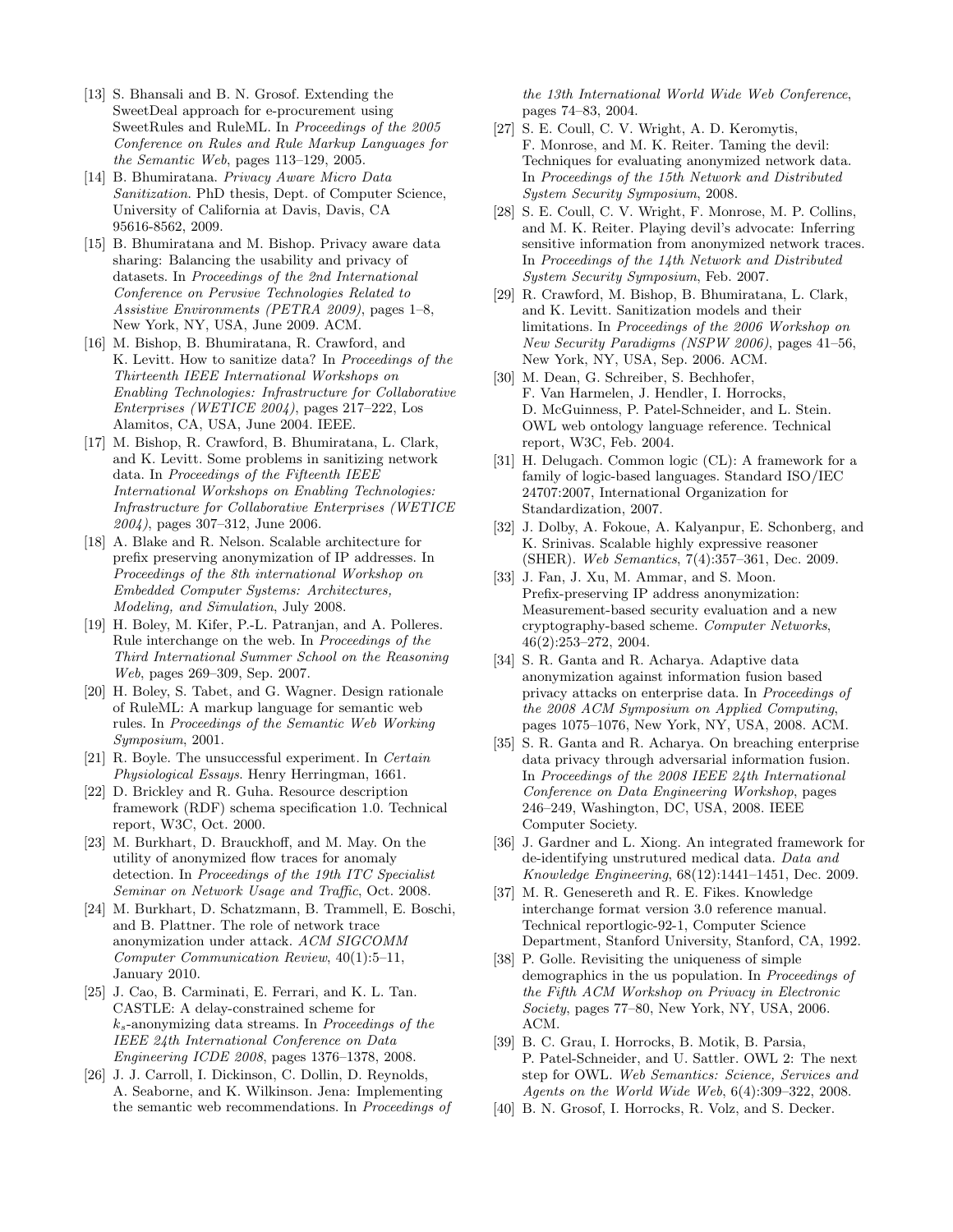[13] S. Bhansali and B. N. Grosof. Extending the SweetDeal approach for e-procurement using SweetRules and RuleML. In *Proceedings of the 2005 Conference on Rules and Rule Markup Languages for the Semantic Web*, pages 113–129, 2005.

[14] B. Bhumiratana. *Privacy Aware Micro Data Sanitization*. PhD thesis, Dept. of Computer Science, University of California at Davis, Davis, CA 95616-8562, 2009.

[15] B. Bhumiratana and M. Bishop. Privacy aware data sharing: Balancing the usability and privacy of datasets. In *Proceedings of the 2nd International Conference on Pervsive Technologies Related to Assistive Environments (PETRA 2009)*, pages 1–8, New York, NY, USA, June 2009. ACM.

[16] M. Bishop, B. Bhumiratana, R. Crawford, and K. Levitt. How to sanitize data? In *Proceedings of the Thirteenth IEEE International Workshops on Enabling Technologies: Infrastructure for Collaborative Enterprises (WETICE 2004)*, pages 217–222, Los Alamitos, CA, USA, June 2004. IEEE.

[17] M. Bishop, R. Crawford, B. Bhumiratana, L. Clark, and K. Levitt. Some problems in sanitizing network data. In *Proceedings of the Fifteenth IEEE International Workshops on Enabling Technologies: Infrastructure for Collaborative Enterprises (WETICE 2004)*, pages 307–312, June 2006.

[18] A. Blake and R. Nelson. Scalable architecture for prefix preserving anonymization of IP addresses. In *Proceedings of the 8th international Workshop on Embedded Computer Systems: Architectures, Modeling, and Simulation*, July 2008.

[19] H. Boley, M. Kifer, P.-L. Patranjan, and A. Polleres. Rule interchange on the web. In *Proceedings of the Third International Summer School on the Reasoning Web*, pages 269–309, Sep. 2007.

[20] H. Boley, S. Tabet, and G. Wagner. Design rationale of RuleML: A markup language for semantic web rules. In *Proceedings of the Semantic Web Working Symposium*, 2001.

[21] R. Boyle. The unsuccessful experiment. In *Certain Physiological Essays*. Henry Herringman, 1661.

[22] D. Brickley and R. Guha. Resource description framework (RDF) schema specification 1.0. Technical report, W3C, Oct. 2000.

[23] M. Burkhart, D. Brauckhoff, and M. May. On the utility of anonymized flow traces for anomaly detection. In *Proceedings of the 19th ITC Specialist Seminar on Network Usage and Traffic*, Oct. 2008.

[24] M. Burkhart, D. Schatzmann, B. Trammell, E. Boschi, and B. Plattner. The role of network trace anonymization under attack. *ACM SIGCOMM Computer Communication Review*, 40(1):5–11, January 2010.

[25] J. Cao, B. Carminati, E. Ferrari, and K. L. Tan. CASTLE: A delay-constrained scheme for $k_s$-anonymizing data streams. In *Proceedings of the IEEE 24th International Conference on Data Engineering ICDE 2008*, pages 1376–1378, 2008.

[26] J. J. Carroll, I. Dickinson, C. Dollin, D. Reynolds, A. Seaborne, and K. Wilkinson. Jena: Implementing the semantic web recommendations. In *Proceedings of the 13th International World Wide Web Conference*, pages 74–83, 2004.

[27] S. E. Coull, C. V. Wright, A. D. Keromytis, F. Monrose, and M. K. Reiter. Taming the devil: Techniques for evaluating anonymized network data. In *Proceedings of the 15th Network and Distributed System Security Symposium*, 2008.

[28] S. E. Coull, C. V. Wright, F. Monrose, M. P. Collins, and M. K. Reiter. Playing devil's advocate: Inferring sensitive information from anonymized network traces. In *Proceedings of the 14th Network and Distributed System Security Symposium*, Feb. 2007.

[29] R. Crawford, M. Bishop, B. Bhumiratana, L. Clark, and K. Levitt. Sanitization models and their limitations. In *Proceedings of the 2006 Workshop on New Security Paradigms (NSPW 2006)*, pages 41–56, New York, NY, USA, Sep. 2006. ACM.

[30] M. Dean, G. Schreiber, S. Bechhofer, F. Van Harmelen, J. Hendler, I. Horrocks, D. McGuinness, P. Patel-Schneider, and L. Stein. OWL web ontology language reference. Technical report, W3C, Feb. 2004.

[31] H. Delugach. Common logic (CL): A framework for a family of logic-based languages. Standard ISO/IEC 24707:2007, International Organization for Standardization, 2007.

[32] J. Dolby, A. Fokoue, A. Kalyanpur, E. Schonberg, and K. Srinivas. Scalable highly expressive reasoner (SHER). *Web Semantics*, 7(4):357–361, Dec. 2009.

[33] J. Fan, J. Xu, M. Ammar, and S. Moon. Prefix-preserving IP address anonymization: Measurement-based security evaluation and a new cryptography-based scheme. *Computer Networks*, 46(2):253–272, 2004.

[34] S. R. Ganta and R. Acharya. Adaptive data anonymization against information fusion based privacy attacks on enterprise data. In *Proceedings of the 2008 ACM Symposium on Applied Computing*, pages 1075–1076, New York, NY, USA, 2008. ACM.

[35] S. R. Ganta and R. Acharya. On breaching enterprise data privacy through adversarial information fusion. In *Proceedings of the 2008 IEEE 24th International Conference on Data Engineering Workshop*, pages 246–249, Washington, DC, USA, 2008. IEEE Computer Society.

[36] J. Gardner and L. Xiong. An integrated framework for de-identifying unstrutured medical data. *Data and Knowledge Engineering*, 68(12):1441–1451, Dec. 2009.

[37] M. R. Genesereth and R. E. Fikes. Knowledge interchange format version 3.0 reference manual. Technical reportlogic-92-1, Computer Science Department, Stanford University, Stanford, CA, 1992.

[38] P. Golle. Revisiting the uniqueness of simple demographics in the us population. In *Proceedings of the Fifth ACM Workshop on Privacy in Electronic Society*, pages 77–80, New York, NY, USA, 2006. ACM.

[39] B. C. Grau, I. Horrocks, B. Motik, B. Parsia, P. Patel-Schneider, and U. Sattler. OWL 2: The next step for OWL. *Web Semantics: Science, Services and Agents on the World Wide Web*, 6(4):309–322, 2008.

[40] B. N. Grosof, I. Horrocks, R. Volz, and S. Decker.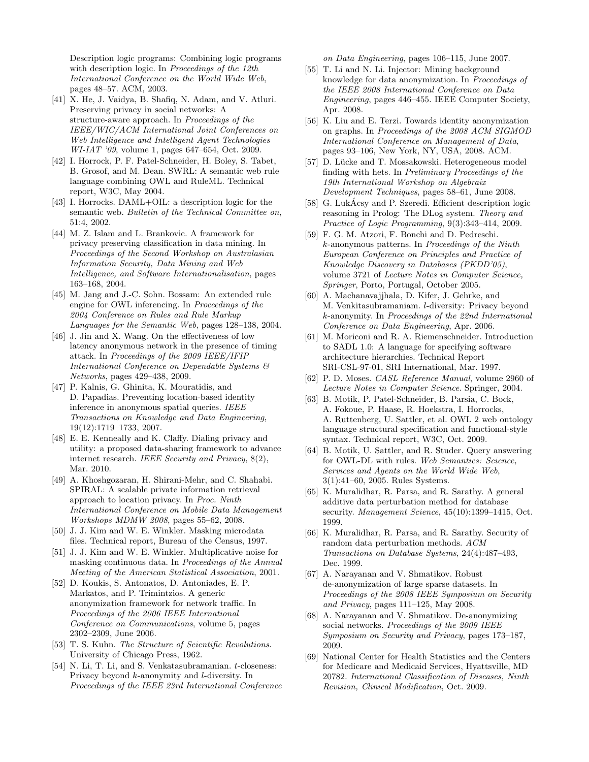Description logic programs: Combining logic programs with description logic. In *Proceedings of the 12th International Conference on the World Wide Web*, pages 48–57. ACM, 2003.

[41] X. He, J. Vaidya, B. Shafiq, N. Adam, and V. Atluri. Preserving privacy in social networks: A structure-aware approach. In *Proceedings of the IEEE/WIC/ACM International Joint Conferences on Web Intelligence and Intelligent Agent Technologies WI-IAT '09*, volume 1, pages 647–654, Oct. 2009.

[42] I. Horrock, P. F. Patel-Schneider, H. Boley, S. Tabet, B. Grosof, and M. Dean. SWRL: A semantic web rule language combining OWL and RuleML. Technical report, W3C, May 2004.

[43] I. Horrocks. DAML+OIL: a description logic for the semantic web. *Bulletin of the Technical Committee on*, 51:4, 2002.

[44] M. Z. Islam and L. Brankovic. A framework for privacy preserving classification in data mining. In *Proceedings of the Second Workshop on Australasian Information Security, Data Mining and Web Intelligence, and Software Internationalisation*, pages 163–168, 2004.

[45] M. Jang and J.-C. Sohn. Bossam: An extended rule engine for OWL inferencing. In *Proceedings of the 2004 Conference on Rules and Rule Markup Languages for the Semantic Web*, pages 128–138, 2004.

[46] J. Jin and X. Wang. On the effectiveness of low latency anonymous network in the presence of timing attack. In *Proceedings of the 2009 IEEE/IFIP International Conference on Dependable Systems & Networks*, pages 429–438, 2009.

[47] P. Kalnis, G. Ghinita, K. Mouratidis, and D. Papadias. Preventing location-based identity inference in anonymous spatial queries. *IEEE Transactions on Knowledge and Data Engineering*, 19(12):1719–1733, 2007.

[48] E. E. Kenneally and K. Claffy. Dialing privacy and utility: a proposed data-sharing framework to advance internet research. *IEEE Security and Privacy*, 8(2), Mar. 2010.

[49] A. Khoshgozaran, H. Shirani-Mehr, and C. Shahabi. SPIRAL: A scalable private information retrieval approach to location privacy. In *Proc. Ninth International Conference on Mobile Data Management Workshops MDMW 2008*, pages 55–62, 2008.

[50] J. J. Kim and W. E. Winkler. Masking microdata files. Technical report, Bureau of the Census, 1997.

[51] J. J. Kim and W. E. Winkler. Multiplicative noise for masking continuous data. In *Proceedings of the Annual Meeting of the American Statistical Association*, 2001.

[52] D. Koukis, S. Antonatos, D. Antoniades, E. P. Markatos, and P. Trimintzios. A generic anonymization framework for network traffic. In *Proceedings of the 2006 IEEE International Conference on Communications*, volume 5, pages 2302–2309, June 2006.

[53] T. S. Kuhn. *The Structure of Scientific Revolutions*. University of Chicago Press, 1962.

[54] N. Li, T. Li, and S. Venkatasubramanian. $t$-closeness: Privacy beyond $k$-anonymity and $l$-diversity. In *Proceedings of the IEEE 23rd International Conference on Data Engineering*, pages 106–115, June 2007.

[55] T. Li and N. Li. Injector: Mining background knowledge for data anonymization. In *Proceedings of the IEEE 2008 International Conference on Data Engineering*, pages 446–455. IEEE Computer Society, Apr. 2008.

[56] K. Liu and E. Terzi. Towards identity anonymization on graphs. In *Proceedings of the 2008 ACM SIGMOD International Conference on Management of Data*, pages 93–106, New York, NY, USA, 2008. ACM.

[57] D. Lücke and T. Mossakowski. Heterogeneous model finding with hets. In *Preliminary Proceedings of the 19th International Workshop on Algebraix Development Techniques*, pages 58–61, June 2008.

[58] G. LukÁcsy and P. Szeredi. Efficient description logic reasoning in Prolog: The DLog system. *Theory and Practice of Logic Programming*, 9(3):343–414, 2009.

[59] F. G. M. Atzori, F. Bonchi and D. Pedreschi. $k$-anonymous patterns. In *Proceedings of the Ninth European Conference on Principles and Practice of Knowledge Discovery in Databases (PKDD'05)*, volume 3721 of *Lecture Notes in Computer Science, Springer*, Porto, Portugal, October 2005.

[60] A. Machanavajjhala, D. Kifer, J. Gehrke, and M. Venkitasubramaniam. $l$-diversity: Privacy beyond $k$-anonymity. In *Proceedings of the 22nd International Conference on Data Engineering*, Apr. 2006.

[61] M. Moriconi and R. A. Riemenschneider. Introduction to SADL 1.0: A language for specifying software architecture hierarchies. Technical Report SRI-CSL-97-01, SRI International, Mar. 1997.

[62] P. D. Moses. *CASL Reference Manual*, volume 2960 of *Lecture Notes in Computer Science*. Springer, 2004.

[63] B. Motik, P. Patel-Schneider, B. Parsia, C. Bock, A. Fokoue, P. Haase, R. Hoekstra, I. Horrocks, A. Ruttenberg, U. Sattler, et al. OWL 2 web ontology language structural specification and functional-style syntax. Technical report, W3C, Oct. 2009.

[64] B. Motik, U. Sattler, and R. Studer. Query answering for OWL-DL with rules. *Web Semantics: Science, Services and Agents on the World Wide Web*, 3(1):41–60, 2005. Rules Systems.

[65] K. Muralidhar, R. Parsa, and R. Sarathy. A general additive data perturbation method for database security. *Management Science*, 45(10):1399–1415, Oct. 1999.

[66] K. Muralidhar, R. Parsa, and R. Sarathy. Security of random data perturbation methods. *ACM Transactions on Database Systems*, 24(4):487–493, Dec. 1999.

[67] A. Narayanan and V. Shmatikov. Robust de-anonymization of large sparse datasets. In *Proceedings of the 2008 IEEE Symposium on Security and Privacy*, pages 111–125, May 2008.

[68] A. Narayanan and V. Shmatikov. De-anonymizing social networks. *Proceedings of the 2009 IEEE Symposium on Security and Privacy*, pages 173–187, 2009.

[69] National Center for Health Statistics and the Centers for Medicare and Medicaid Services, Hyattsville, MD 20782. *International Classification of Diseases, Ninth Revision, Clinical Modification*, Oct. 2009.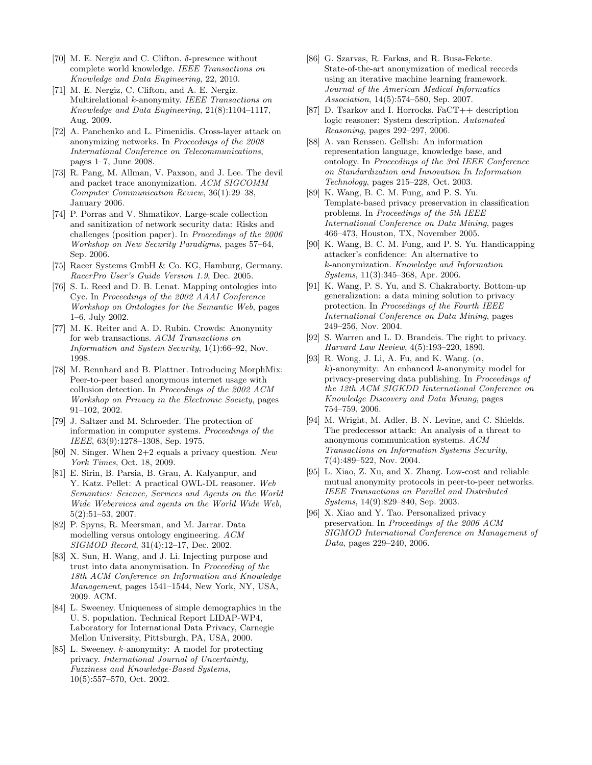[70] M. E. Nergiz and C. Clifton. $\delta$-presence without complete world knowledge. *IEEE Transactions on Knowledge and Data Engineering*, 22, 2010.

[71] M. E. Nergiz, C. Clifton, and A. E. Nergiz. Multirelational $k$-anonymity. *IEEE Transactions on Knowledge and Data Engineering*, 21(8):1104–1117, Aug. 2009.

[72] A. Panchenko and L. Pimenidis. Cross-layer attack on anonymizing networks. In *Proceedings of the 2008 International Conference on Telecommunications*, pages 1–7, June 2008.

[73] R. Pang, M. Allman, V. Paxson, and J. Lee. The devil and packet trace anonymization. *ACM SIGCOMM Computer Communication Review*, 36(1):29–38, January 2006.

[74] P. Porras and V. Shmatikov. Large-scale collection and sanitization of network security data: Risks and challenges (position paper). In *Proceedings of the 2006 Workshop on New Security Paradigms*, pages 57–64, Sep. 2006.

[75] Racer Systems GmbH & Co. KG, Hamburg, Germany. *RacerPro User's Guide Version 1.9*, Dec. 2005.

[76] S. L. Reed and D. B. Lenat. Mapping ontologies into Cyc. In *Proceedings of the 2002 AAAI Conference Workshop on Ontologies for the Semantic Web*, pages 1–6, July 2002.

[77] M. K. Reiter and A. D. Rubin. Crowds: Anonymity for web transactions. *ACM Transactions on Information and System Security*, 1(1):66–92, Nov. 1998.

[78] M. Rennhard and B. Plattner. Introducing MorphMix: Peer-to-peer based anonymous internet usage with collusion detection. In *Proceedings of the 2002 ACM Workshop on Privacy in the Electronic Society*, pages 91–102, 2002.

[79] J. Saltzer and M. Schroeder. The protection of information in computer systems. *Proceedings of the IEEE*, 63(9):1278–1308, Sep. 1975.

[80] N. Singer. When 2+2 equals a privacy question. *New York Times*, Oct. 18, 2009.

[81] E. Sirin, B. Parsia, B. Grau, A. Kalyanpur, and Y. Katz. Pellet: A practical OWL-DL reasoner. *Web Semantics: Science, Services and Agents on the World Wide Webervices and agents on the World Wide Web*, 5(2):51–53, 2007.

[82] P. Spyns, R. Meersman, and M. Jarrar. Data modelling versus ontology engineering. *ACM SIGMOD Record*, 31(4):12–17, Dec. 2002.

[83] X. Sun, H. Wang, and J. Li. Injecting purpose and trust into data anonymisation. In *Proceeding of the 18th ACM Conference on Information and Knowledge Management*, pages 1541–1544, New York, NY, USA, 2009. ACM.

[84] L. Sweeney. Uniqueness of simple demographics in the U. S. population. Technical Report LIDAP-WP4, Laboratory for International Data Privacy, Carnegie Mellon University, Pittsburgh, PA, USA, 2000.

[85] L. Sweeney. $k$-anonymity: A model for protecting privacy. *International Journal of Uncertainty, Fuzziness and Knowledge-Based Systems*, 10(5):557–570, Oct. 2002.

[86] G. Szarvas, R. Farkas, and R. Busa-Fekete. State-of-the-art anonymization of medical records using an iterative machine learning framework. *Journal of the American Medical Informatics Association*, 14(5):574–580, Sep. 2007.

[87] D. Tsarkov and I. Horrocks. FaCT++ description logic reasoner: System description. *Automated Reasoning*, pages 292–297, 2006.

[88] A. van Renssen. Gellish: An information representation language, knowledge base, and ontology. In *Proceedings of the 3rd IEEE Conference on Standardization and Innovation In Information Technology*, pages 215–228, Oct. 2003.

[89] K. Wang, B. C. M. Fung, and P. S. Yu. Template-based privacy preservation in classification problems. In *Proceedings of the 5th IEEE International Conference on Data Mining*, pages 466–473, Houston, TX, November 2005.

[90] K. Wang, B. C. M. Fung, and P. S. Yu. Handicapping attacker's confidence: An alternative to $k$-anonymization. *Knowledge and Information Systems*, 11(3):345–368, Apr. 2006.

[91] K. Wang, P. S. Yu, and S. Chakraborty. Bottom-up generalization: a data mining solution to privacy protection. In *Proceedings of the Fourth IEEE International Conference on Data Mining*, pages 249–256, Nov. 2004.

[92] S. Warren and L. D. Brandeis. The right to privacy. *Harvard Law Review*, 4(5):193–220, 1890.

[93] R. Wong, J. Li, A. Fu, and K. Wang. ($\alpha$, $k$)-anonymity: An enhanced $k$-anonymity model for privacy-preserving data publishing. In *Proceedings of the 12th ACM SIGKDD Iinternational Conference on Knowledge Discovery and Data Mining*, pages 754–759, 2006.

[94] M. Wright, M. Adler, B. N. Levine, and C. Shields. The predecessor attack: An analysis of a threat to anonymous communication systems. *ACM Transactions on Information Systems Security*, 7(4):489–522, Nov. 2004.

[95] L. Xiao, Z. Xu, and X. Zhang. Low-cost and reliable mutual anonymity protocols in peer-to-peer networks. *IEEE Transactions on Parallel and Distributed Systems*, 14(9):829–840, Sep. 2003.

[96] X. Xiao and Y. Tao. Personalized privacy preservation. In *Proceedings of the 2006 ACM SIGMOD International Conference on Management of Data*, pages 229–240, 2006.